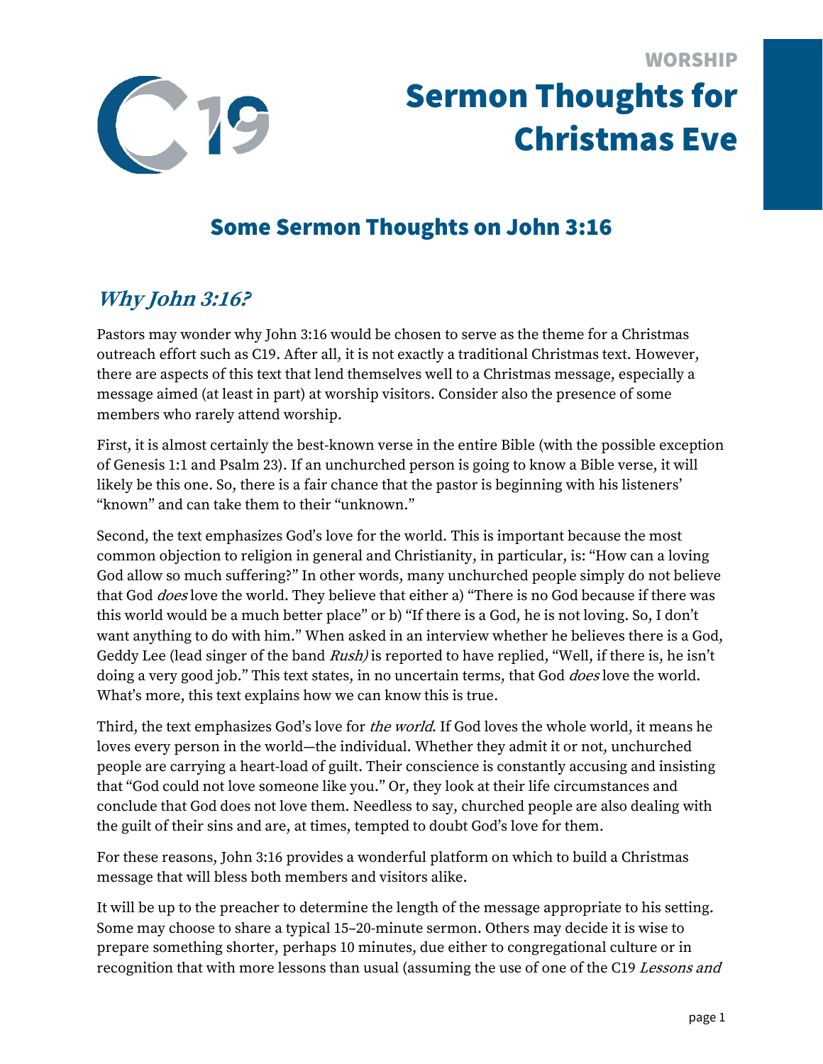WORSHIP

# Sermon Thoughts for Christmas Eve

## Some Sermon Thoughts on John 3:16

### *Why John 3:16?*

Pastors may wonder why John 3:16 would be chosen to serve as the theme for a Christmas outreach effort such as C19. After all, it is not exactly a traditional Christmas text. However, there are aspects of this text that lend themselves well to a Christmas message, especially a message aimed (at least in part) at worship visitors. Consider also the presence of some members who rarely attend worship.

First, it is almost certainly the best-known verse in the entire Bible (with the possible exception of Genesis 1:1 and Psalm 23). If an unchurched person is going to know a Bible verse, it will likely be this one. So, there is a fair chance that the pastor is beginning with his listeners' "known" and can take them to their "unknown."

Second, the text emphasizes God's love for the world. This is important because the most common objection to religion in general and Christianity, in particular, is: "How can a loving God allow so much suffering?" In other words, many unchurched people simply do not believe that God *does* love the world. They believe that either a) "There is no God because if there was this world would be a much better place" or b) "If there is a God, he is not loving. So, I don't want anything to do with him." When asked in an interview whether he believes there is a God, Geddy Lee (lead singer of the band *Rush)* is reported to have replied, "Well, if there is, he isn't doing a very good job." This text states, in no uncertain terms, that God *does* love the world. What's more, this text explains how we can know this is true.

Third, the text emphasizes God's love for *the world*. If God loves the whole world, it means he loves every person in the world—the individual. Whether they admit it or not, unchurched people are carrying a heart-load of guilt. Their conscience is constantly accusing and insisting that "God could not love someone like you." Or, they look at their life circumstances and conclude that God does not love them. Needless to say, churched people are also dealing with the guilt of their sins and are, at times, tempted to doubt God's love for them.

For these reasons, John 3:16 provides a wonderful platform on which to build a Christmas message that will bless both members and visitors alike.

It will be up to the preacher to determine the length of the message appropriate to his setting. Some may choose to share a typical 15–20-minute sermon. Others may decide it is wise to prepare something shorter, perhaps 10 minutes, due either to congregational culture or in recognition that with more lessons than usual (assuming the use of one of the C19 *Lessons and*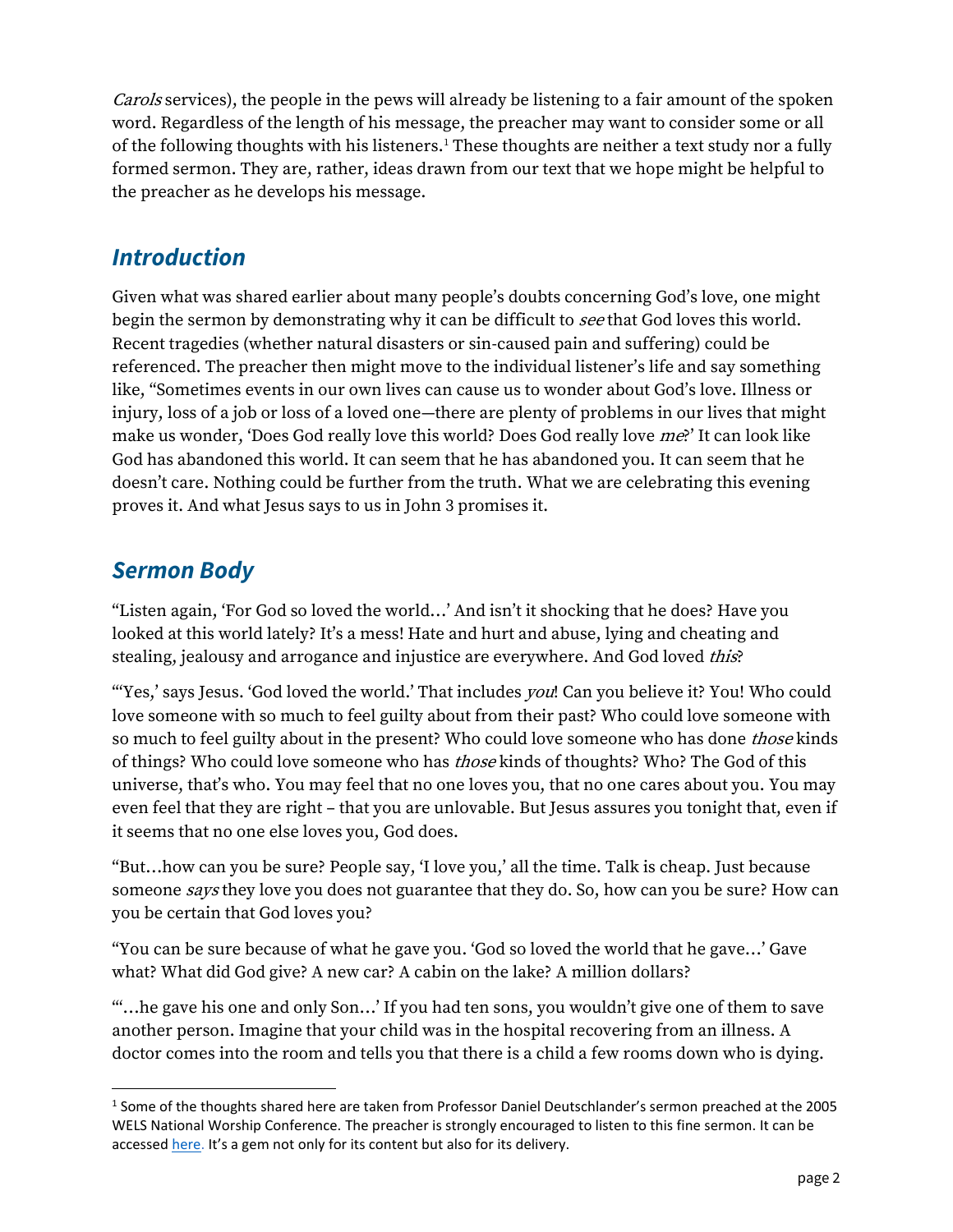*Carols* services), the people in the pews will already be listening to a fair amount of the spoken word. Regardless of the length of his message, the preacher may want to consider some or all of the following thoughts with his listeners.[1] These thoughts are neither a text study nor a fully formed sermon. They are, rather, ideas drawn from our text that we hope might be helpful to the preacher as he develops his message.

## *Introduction*

Given what was shared earlier about many people's doubts concerning God's love, one might begin the sermon by demonstrating why it can be difficult to *see* that God loves this world. Recent tragedies (whether natural disasters or sin-caused pain and suffering) could be referenced. The preacher then might move to the individual listener's life and say something like, "Sometimes events in our own lives can cause us to wonder about God's love. Illness or injury, loss of a job or loss of a loved one—there are plenty of problems in our lives that might make us wonder, 'Does God really love this world? Does God really love *me*?' It can look like God has abandoned this world. It can seem that he has abandoned you. It can seem that he doesn't care. Nothing could be further from the truth. What we are celebrating this evening proves it. And what Jesus says to us in John 3 promises it.

## *Sermon Body*

"Listen again, 'For God so loved the world…' And isn't it shocking that he does? Have you looked at this world lately? It's a mess! Hate and hurt and abuse, lying and cheating and stealing, jealousy and arrogance and injustice are everywhere. And God loved *this*?

"'Yes,' says Jesus. 'God loved the world.' That includes *you*! Can you believe it? You! Who could love someone with so much to feel guilty about from their past? Who could love someone with so much to feel guilty about in the present? Who could love someone who has done *those* kinds of things? Who could love someone who has *those* kinds of thoughts? Who? The God of this universe, that's who. You may feel that no one loves you, that no one cares about you. You may even feel that they are right – that you are unlovable. But Jesus assures you tonight that, even if it seems that no one else loves you, God does.

"But…how can you be sure? People say, 'I love you,' all the time. Talk is cheap. Just because someone *says* they love you does not guarantee that they do. So, how can you be sure? How can you be certain that God loves you?

"You can be sure because of what he gave you. 'God so loved the world that he gave…' Gave what? What did God give? A new car? A cabin on the lake? A million dollars?

"'…he gave his one and only Son…' If you had ten sons, you wouldn't give one of them to save another person. Imagine that your child was in the hospital recovering from an illness. A doctor comes into the room and tells you that there is a child a few rooms down who is dying.

---

[1] Some of the thoughts shared here are taken from Professor Daniel Deutschlander's sermon preached at the 2005 WELS National Worship Conference. The preacher is strongly encouraged to listen to this fine sermon. It can be accessed here. It's a gem not only for its content but also for its delivery.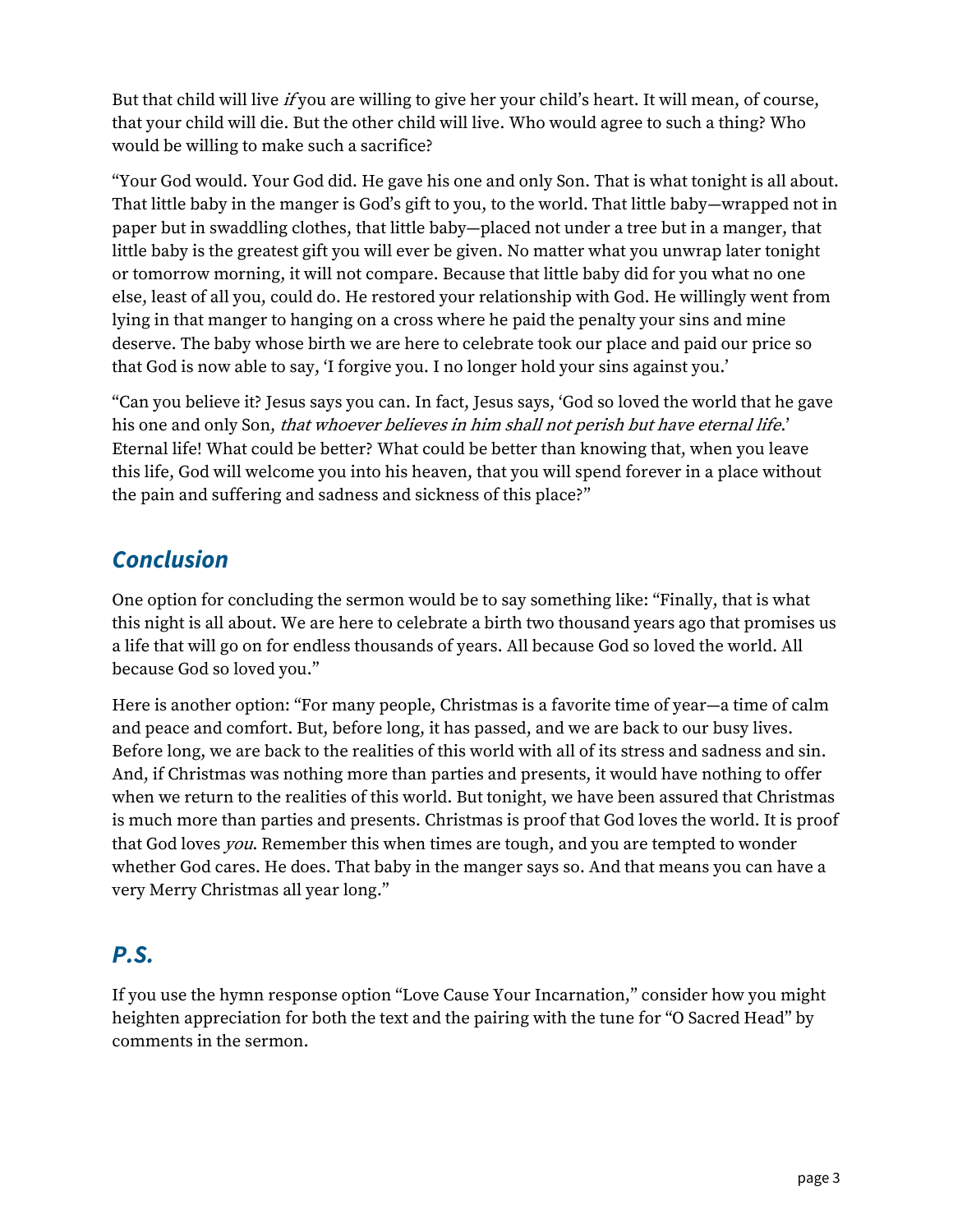But that child will live *if* you are willing to give her your child's heart. It will mean, of course, that your child will die. But the other child will live. Who would agree to such a thing? Who would be willing to make such a sacrifice?

"Your God would. Your God did. He gave his one and only Son. That is what tonight is all about. That little baby in the manger is God's gift to you, to the world. That little baby—wrapped not in paper but in swaddling clothes, that little baby—placed not under a tree but in a manger, that little baby is the greatest gift you will ever be given. No matter what you unwrap later tonight or tomorrow morning, it will not compare. Because that little baby did for you what no one else, least of all you, could do. He restored your relationship with God. He willingly went from lying in that manger to hanging on a cross where he paid the penalty your sins and mine deserve. The baby whose birth we are here to celebrate took our place and paid our price so that God is now able to say, 'I forgive you. I no longer hold your sins against you.'

"Can you believe it? Jesus says you can. In fact, Jesus says, 'God so loved the world that he gave his one and only Son, *that whoever believes in him shall not perish but have eternal life*.' Eternal life! What could be better? What could be better than knowing that, when you leave this life, God will welcome you into his heaven, that you will spend forever in a place without the pain and suffering and sadness and sickness of this place?"

## *Conclusion*

One option for concluding the sermon would be to say something like: "Finally, that is what this night is all about. We are here to celebrate a birth two thousand years ago that promises us a life that will go on for endless thousands of years. All because God so loved the world. All because God so loved you."

Here is another option: "For many people, Christmas is a favorite time of year—a time of calm and peace and comfort. But, before long, it has passed, and we are back to our busy lives. Before long, we are back to the realities of this world with all of its stress and sadness and sin. And, if Christmas was nothing more than parties and presents, it would have nothing to offer when we return to the realities of this world. But tonight, we have been assured that Christmas is much more than parties and presents. Christmas is proof that God loves the world. It is proof that God loves *you*. Remember this when times are tough, and you are tempted to wonder whether God cares. He does. That baby in the manger says so. And that means you can have a very Merry Christmas all year long."

## *P.S.*

If you use the hymn response option "Love Cause Your Incarnation," consider how you might heighten appreciation for both the text and the pairing with the tune for "O Sacred Head" by comments in the sermon.